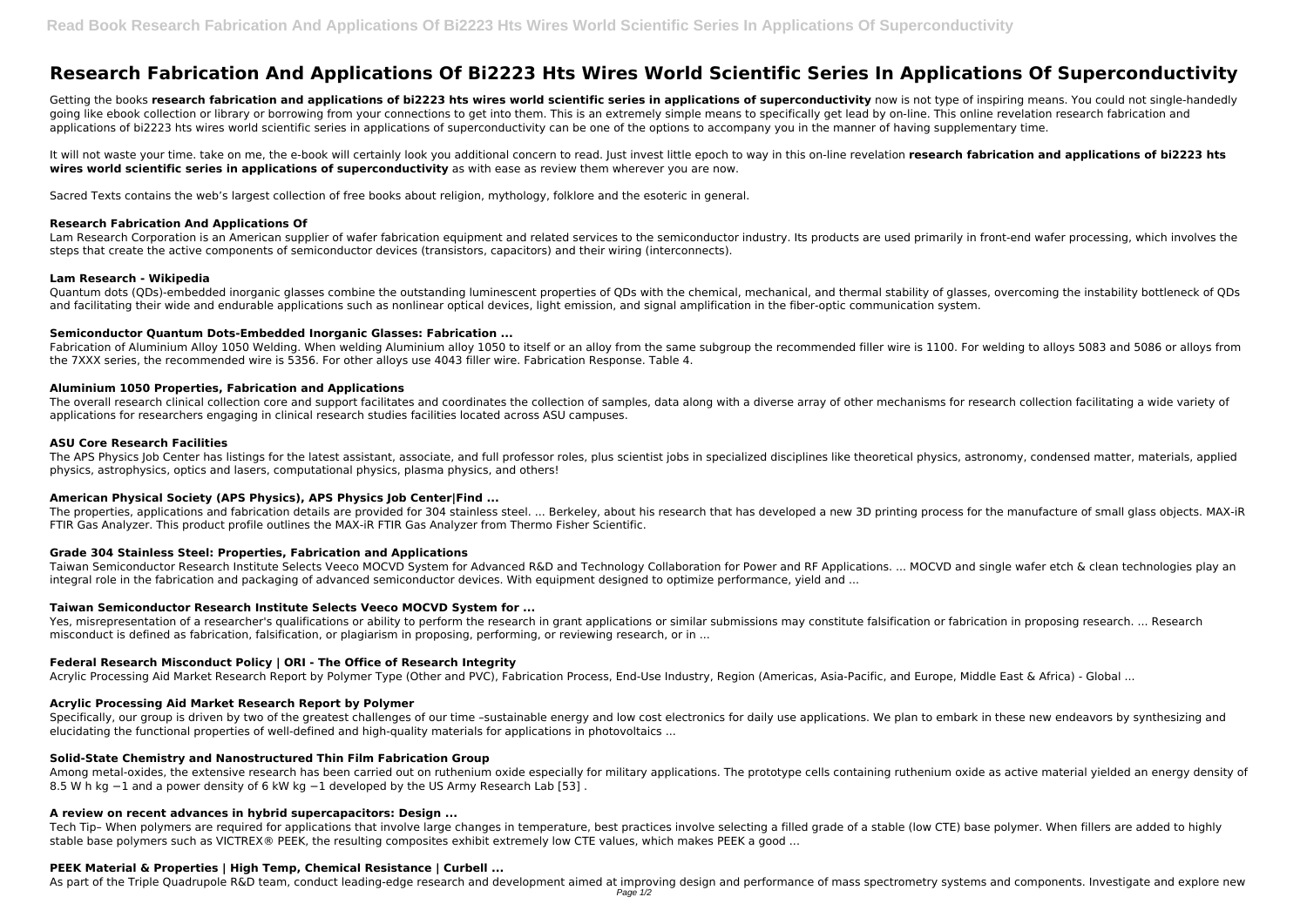# Research Fabrication And Applications Of Bi2223 Hts Wires World Scientific Series In Applications Of Superconductivity

Getting the books **research fabrication and applications of bi2223 hts wires world scientific series in applications of superconductivity** now is not type of inspiring means. You could not single-handedly going like ebook collection or library or borrowing from your connections to get into them. This is an extremely simple means to specifically get lead by on-line. This online revelation research fabrication and applications of bi2223 hts wires world scientific series in applications of superconductivity can be one of the options to accompany you in the manner of having supplementary time.

It will not waste your time. take on me, the e-book will certainly look you additional concern to read. Just invest little epoch to way in this on-line revelation **research fabrication and applications of bi2223 hts wires world scientific series in applications of superconductivity** as with ease as review them wherever you are now.

Sacred Texts contains the web's largest collection of free books about religion, mythology, folklore and the esoteric in general.

### Research Fabrication And Applications Of

Lam Research Corporation is an American supplier of wafer fabrication equipment and related services to the semiconductor industry. Its products are used primarily in front-end wafer processing, which involves the steps that create the active components of semiconductor devices (transistors, capacitors) and their wiring (interconnects).

### Lam Research - Wikipedia

Quantum dots (QDs)-embedded inorganic glasses combine the outstanding luminescent properties of QDs with the chemical, mechanical, and thermal stability of glasses, overcoming the instability bottleneck of QDs and facilitating their wide and endurable applications such as nonlinear optical devices, light emission, and signal amplification in the fiber-optic communication system.

### Semiconductor Quantum Dots-Embedded Inorganic Glasses: Fabrication ...

Fabrication of Aluminium Alloy 1050 Welding. When welding Aluminium alloy 1050 to itself or an alloy from the same subgroup the recommended filler wire is 1100. For welding to alloys 5083 and 5086 or alloys from the 7XXX series, the recommended wire is 5356. For other alloys use 4043 filler wire. Fabrication Response. Table 4.

### Aluminium 1050 Properties, Fabrication and Applications

The overall research clinical collection core and support facilitates and coordinates the collection of samples, data along with a diverse array of other mechanisms for research collection facilitating a wide variety of applications for researchers engaging in clinical research studies facilities located across ASU campuses.

### ASU Core Research Facilities

The APS Physics Job Center has listings for the latest assistant, associate, and full professor roles, plus scientist jobs in specialized disciplines like theoretical physics, astronomy, condensed matter, materials, applied physics, astrophysics, optics and lasers, computational physics, plasma physics, and others!

### American Physical Society (APS Physics), APS Physics Job Center|Find ...

The properties, applications and fabrication details are provided for 304 stainless steel. ... Berkeley, about his research that has developed a new 3D printing process for the manufacture of small glass objects. MAX-iR FTIR Gas Analyzer. This product profile outlines the MAX-iR FTIR Gas Analyzer from Thermo Fisher Scientific.

### Grade 304 Stainless Steel: Properties, Fabrication and Applications

Taiwan Semiconductor Research Institute Selects Veeco MOCVD System for Advanced R&D and Technology Collaboration for Power and RF Applications. ... MOCVD and single wafer etch & clean technologies play an integral role in the fabrication and packaging of advanced semiconductor devices. With equipment designed to optimize performance, yield and ...

### Taiwan Semiconductor Research Institute Selects Veeco MOCVD System for ...

Yes, misrepresentation of a researcher's qualifications or ability to perform the research in grant applications or similar submissions may constitute falsification or fabrication in proposing research. ... Research misconduct is defined as fabrication, falsification, or plagiarism in proposing, performing, or reviewing research, or in ...

### Federal Research Misconduct Policy | ORI - The Office of Research Integrity

Acrylic Processing Aid Market Research Report by Polymer Type (Other and PVC), Fabrication Process, End-Use Industry, Region (Americas, Asia-Pacific, and Europe, Middle East & Africa) - Global ...

### Acrylic Processing Aid Market Research Report by Polymer

Specifically, our group is driven by two of the greatest challenges of our time –sustainable energy and low cost electronics for daily use applications. We plan to embark in these new endeavors by synthesizing and elucidating the functional properties of well-defined and high-quality materials for applications in photovoltaics ...

### Solid-State Chemistry and Nanostructured Thin Film Fabrication Group

Among metal-oxides, the extensive research has been carried out on ruthenium oxide especially for military applications. The prototype cells containing ruthenium oxide as active material yielded an energy density of 8.5 W h $kg^{-1}$ and a power density of 6 kW $kg^{-1}$ developed by the US Army Research Lab [53] .

### A review on recent advances in hybrid supercapacitors: Design ...

Tech Tip– When polymers are required for applications that involve large changes in temperature, best practices involve selecting a filled grade of a stable (low CTE) base polymer. When fillers are added to highly stable base polymers such as VICTREX® PEEK, the resulting composites exhibit extremely low CTE values, which makes PEEK a good ...

### PEEK Material & Properties | High Temp, Chemical Resistance | Curbell ...

As part of the Triple Quadrupole R&D team, conduct leading-edge research and development aimed at improving design and performance of mass spectrometry systems and components. Investigate and explore new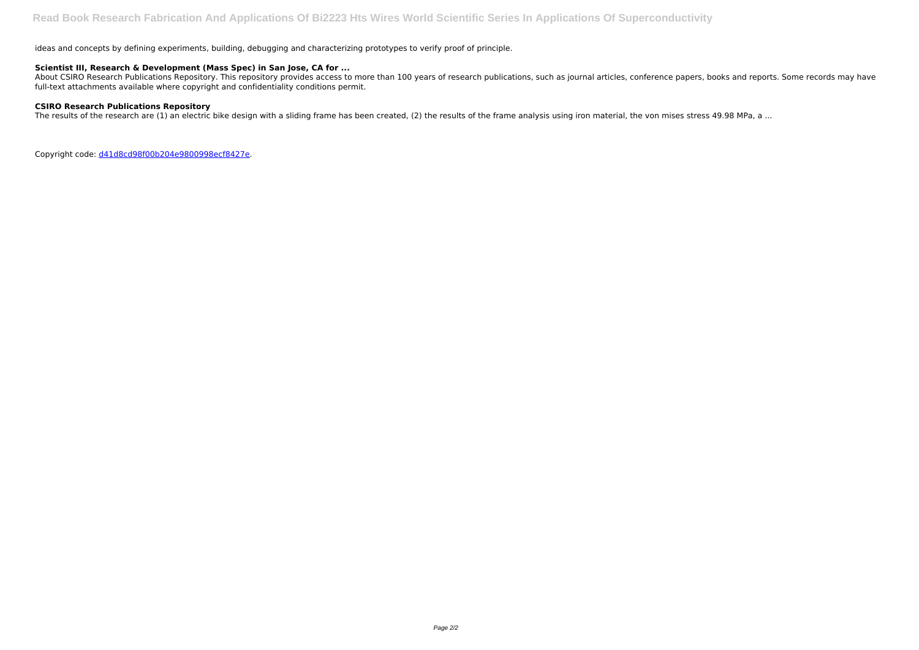ideas and concepts by defining experiments, building, debugging and characterizing prototypes to verify proof of principle.

**Scientist III, Research & Development (Mass Spec) in San Jose, CA for ...**

About CSIRO Research Publications Repository. This repository provides access to more than 100 years of research publications, such as journal articles, conference papers, books and reports. Some records may have full-text attachments available where copyright and confidentiality conditions permit.

**CSIRO Research Publications Repository**

The results of the research are (1) an electric bike design with a sliding frame has been created, (2) the results of the frame analysis using iron material, the von mises stress 49.98 MPa, a ...

Copyright code: d41d8cd98f00b204e9800998ecf8427e.